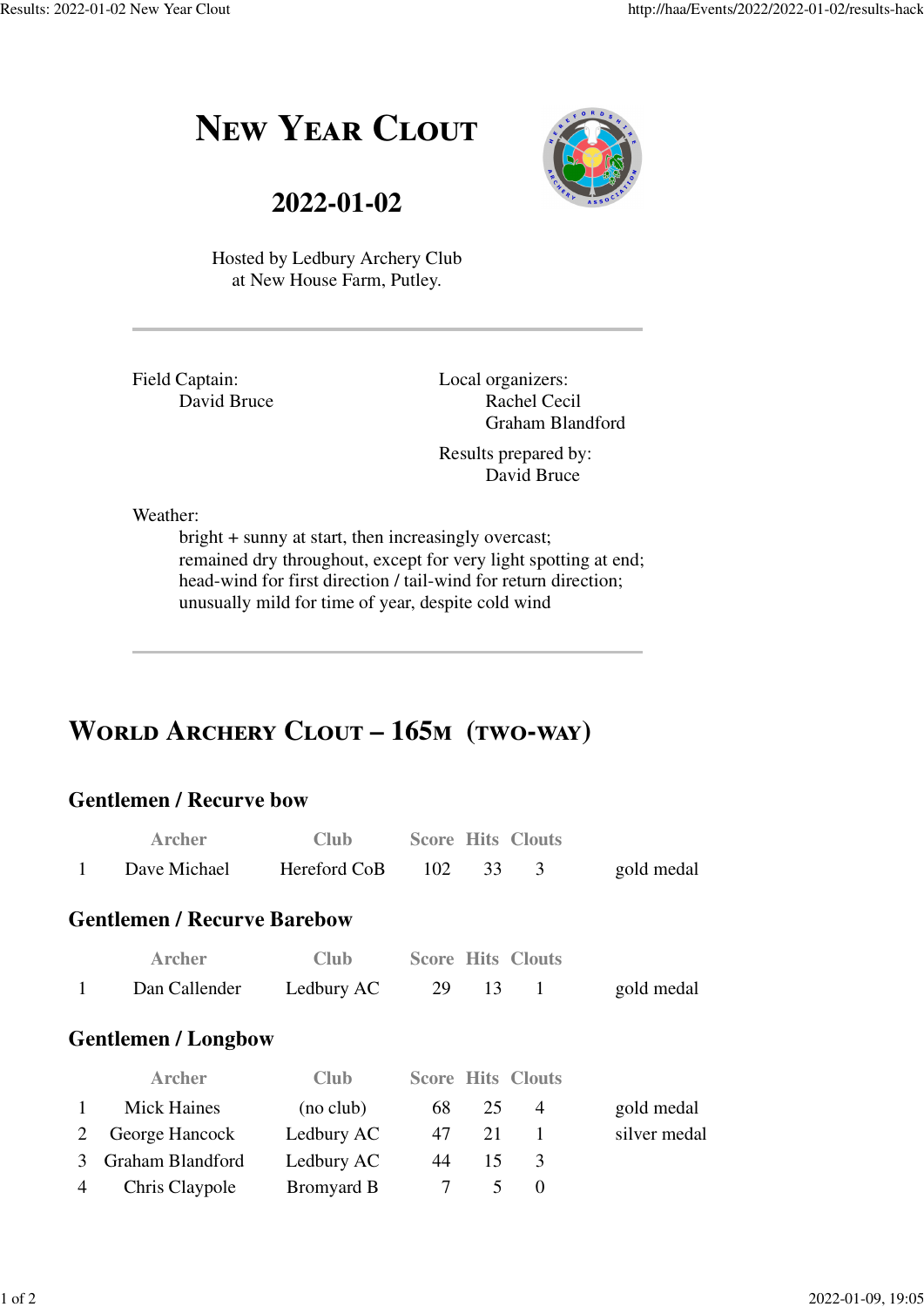# New Year Clout

## 2022-01-02

Hosted by Ledbury Archery Club
at New House Farm, Putley.

---

Field Captain:
David Bruce

Local organizers:
Rachel Cecil
Graham Blandford

Results prepared by:
David Bruce

Weather:
bright + sunny at start, then increasingly overcast;
remained dry throughout, except for very light spotting at end;
head-wind for first direction / tail-wind for return direction;
unusually mild for time of year, despite cold wind

---

## World Archery Clout – 165m (two-way)

### Gentlemen / Recurve bow

| | Archer | Club | Score | Hits | Clouts | |
|---|---|---|---|---|---|---|
| 1 | Dave Michael | Hereford CoB | 102 | 33 | 3 | gold medal |

### Gentlemen / Recurve Barebow

| | Archer | Club | Score | Hits | Clouts | |
|---|---|---|---|---|---|---|
| 1 | Dan Callender | Ledbury AC | 29 | 13 | 1 | gold medal |

### Gentlemen / Longbow

| | Archer | Club | Score | Hits | Clouts | |
|---|---|---|---|---|---|---|
| 1 | Mick Haines | (no club) | 68 | 25 | 4 | gold medal |
| 2 | George Hancock | Ledbury AC | 47 | 21 | 1 | silver medal |
| 3 | Graham Blandford | Ledbury AC | 44 | 15 | 3 | |
| 4 | Chris Claypole | Bromyard B | 7 | 5 | 0 | |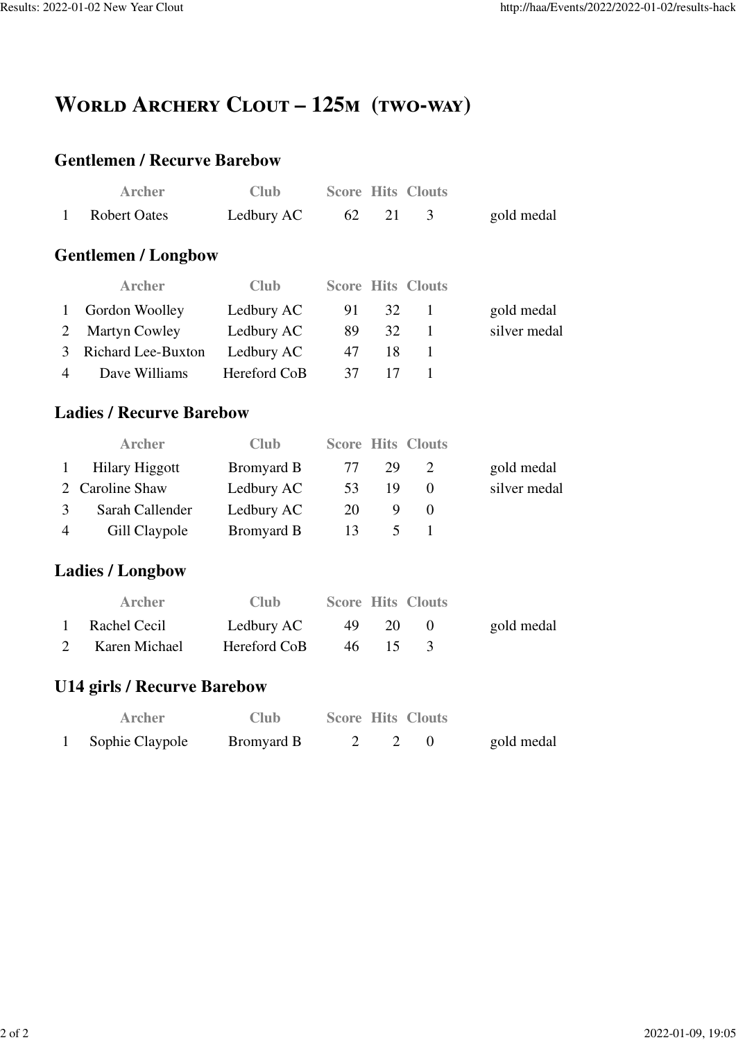# World Archery Clout – 125m (two-way)

## Gentlemen / Recurve Barebow

| | Archer | Club | Score | Hits | Clouts | |
|---|---|---|---|---|---|---|
| 1 | Robert Oates | Ledbury AC | 62 | 21 | 3 | gold medal |

## Gentlemen / Longbow

| | Archer | Club | Score | Hits | Clouts | |
|---|---|---|---|---|---|---|
| 1 | Gordon Woolley | Ledbury AC | 91 | 32 | 1 | gold medal |
| 2 | Martyn Cowley | Ledbury AC | 89 | 32 | 1 | silver medal |
| 3 | Richard Lee-Buxton | Ledbury AC | 47 | 18 | 1 | |
| 4 | Dave Williams | Hereford CoB | 37 | 17 | 1 | |

## Ladies / Recurve Barebow

| | Archer | Club | Score | Hits | Clouts | |
|---|---|---|---|---|---|---|
| 1 | Hilary Higgott | Bromyard B | 77 | 29 | 2 | gold medal |
| 2 | Caroline Shaw | Ledbury AC | 53 | 19 | 0 | silver medal |
| 3 | Sarah Callender | Ledbury AC | 20 | 9 | 0 | |
| 4 | Gill Claypole | Bromyard B | 13 | 5 | 1 | |

## Ladies / Longbow

| | Archer | Club | Score | Hits | Clouts | |
|---|---|---|---|---|---|---|
| 1 | Rachel Cecil | Ledbury AC | 49 | 20 | 0 | gold medal |
| 2 | Karen Michael | Hereford CoB | 46 | 15 | 3 | |

## U14 girls / Recurve Barebow

| | Archer | Club | Score | Hits | Clouts | |
|---|---|---|---|---|---|---|
| 1 | Sophie Claypole | Bromyard B | 2 | 2 | 0 | gold medal |